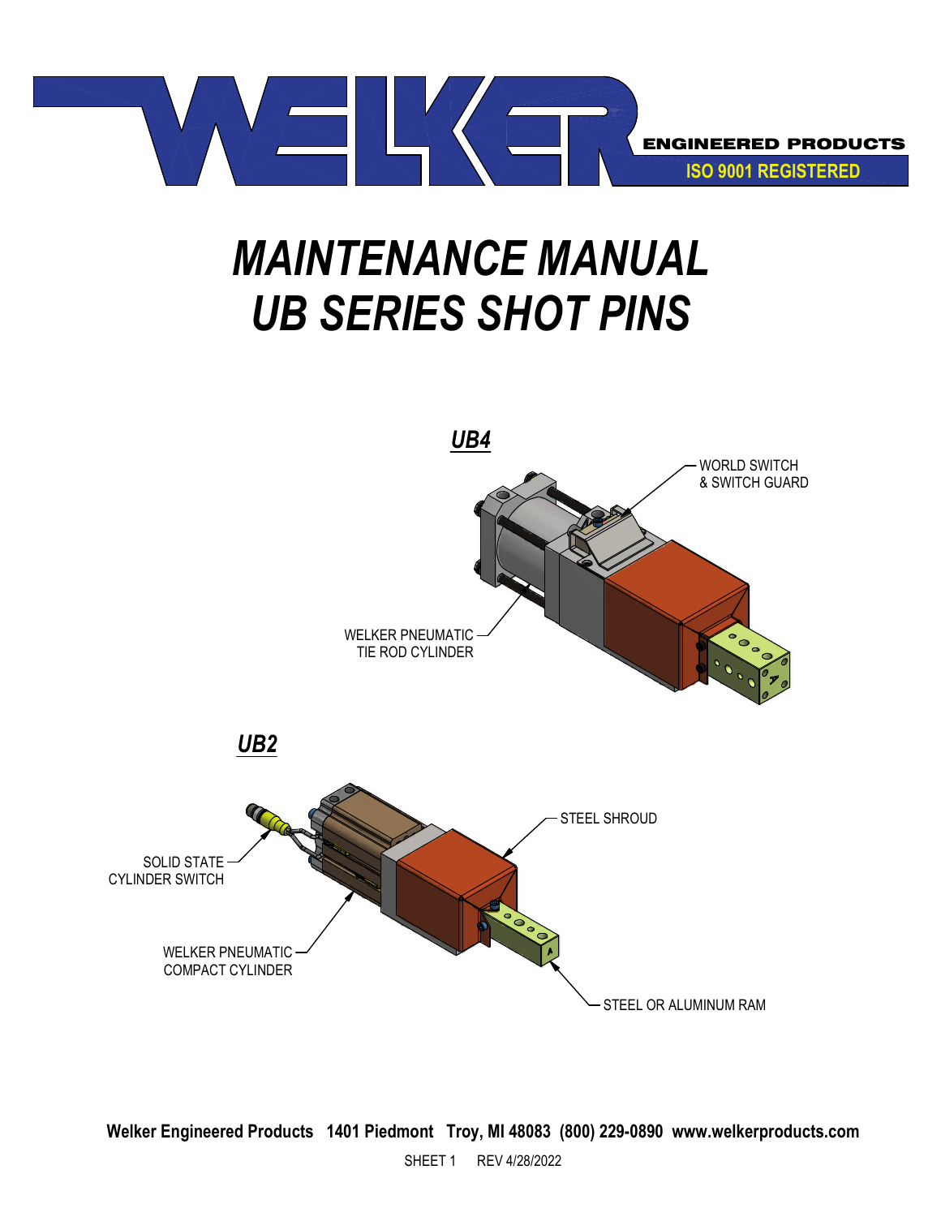WELKER ENGINEERED PRODUCTS

ISO 9001 REGISTERED

# MAINTENANCE MANUAL
# UB SERIES SHOT PINS

***UB4***

WORLD SWITCH & SWITCH GUARD

WELKER PNEUMATIC TIE ROD CYLINDER

***UB2***

SOLID STATE CYLINDER SWITCH

STEEL SHROUD

WELKER PNEUMATIC COMPACT CYLINDER

STEEL OR ALUMINUM RAM

**Welker Engineered Products 1401 Piedmont Troy, MI 48083 (800) 229-0890 www.welkerproducts.com**

SHEET 1 REV 4/28/2022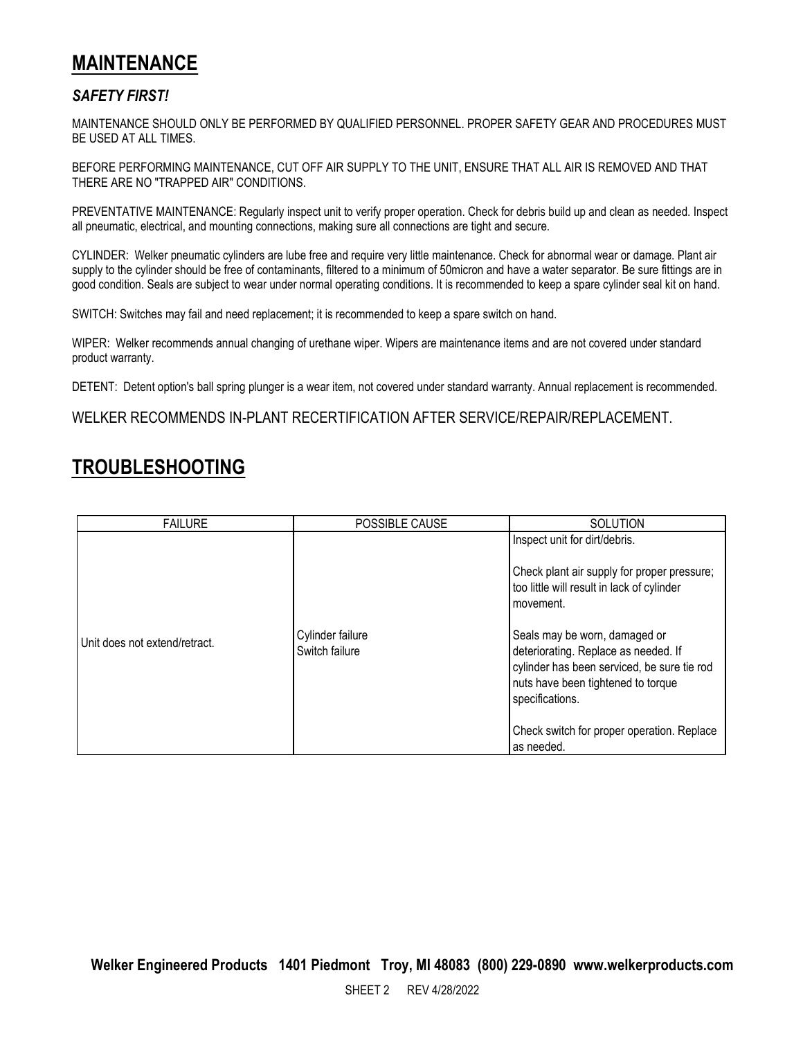# MAINTENANCE

### *SAFETY FIRST!*

MAINTENANCE SHOULD ONLY BE PERFORMED BY QUALIFIED PERSONNEL. PROPER SAFETY GEAR AND PROCEDURES MUST BE USED AT ALL TIMES.

BEFORE PERFORMING MAINTENANCE, CUT OFF AIR SUPPLY TO THE UNIT, ENSURE THAT ALL AIR IS REMOVED AND THAT THERE ARE NO "TRAPPED AIR" CONDITIONS.

PREVENTATIVE MAINTENANCE: Regularly inspect unit to verify proper operation. Check for debris build up and clean as needed. Inspect all pneumatic, electrical, and mounting connections, making sure all connections are tight and secure.

CYLINDER: Welker pneumatic cylinders are lube free and require very little maintenance. Check for abnormal wear or damage. Plant air supply to the cylinder should be free of contaminants, filtered to a minimum of 50micron and have a water separator. Be sure fittings are in good condition. Seals are subject to wear under normal operating conditions. It is recommended to keep a spare cylinder seal kit on hand.

SWITCH: Switches may fail and need replacement; it is recommended to keep a spare switch on hand.

WIPER: Welker recommends annual changing of urethane wiper. Wipers are maintenance items and are not covered under standard product warranty.

DETENT: Detent option's ball spring plunger is a wear item, not covered under standard warranty. Annual replacement is recommended.

WELKER RECOMMENDS IN-PLANT RECERTIFICATION AFTER SERVICE/REPAIR/REPLACEMENT.

# TROUBLESHOOTING

| FAILURE | POSSIBLE CAUSE | SOLUTION |
|---|---|---|
| Unit does not extend/retract. | Cylinder failure<br>Switch failure | Inspect unit for dirt/debris.<br><br>Check plant air supply for proper pressure; too little will result in lack of cylinder movement.<br><br>Seals may be worn, damaged or deteriorating. Replace as needed. If cylinder has been serviced, be sure tie rod nuts have been tightened to torque specifications.<br><br>Check switch for proper operation. Replace as needed. |

**Welker Engineered Products 1401 Piedmont Troy, MI 48083 (800) 229-0890 www.welkerproducts.com**

SHEET 2 REV 4/28/2022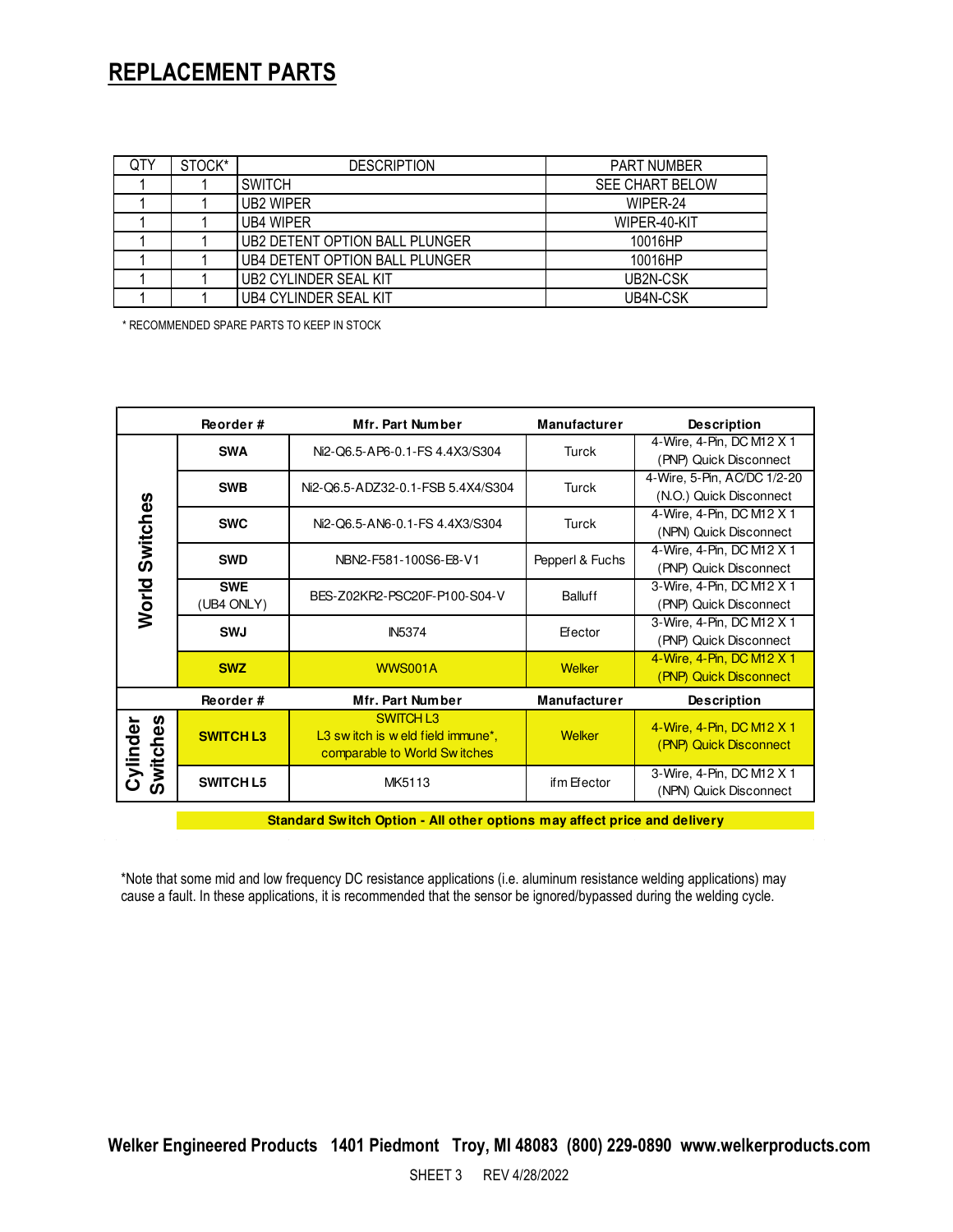# REPLACEMENT PARTS

| QTY | STOCK* | DESCRIPTION | PART NUMBER |
|---|---|---|---|
| 1 | 1 | SWITCH | SEE CHART BELOW |
| 1 | 1 | UB2 WIPER | WIPER-24 |
| 1 | 1 | UB4 WIPER | WIPER-40-KIT |
| 1 | 1 | UB2 DETENT OPTION BALL PLUNGER | 10016HP |
| 1 | 1 | UB4 DETENT OPTION BALL PLUNGER | 10016HP |
| 1 | 1 | UB2 CYLINDER SEAL KIT | UB2N-CSK |
| 1 | 1 | UB4 CYLINDER SEAL KIT | UB4N-CSK |

\* RECOMMENDED SPARE PARTS TO KEEP IN STOCK

| | Reorder # | Mfr. Part Number | Manufacturer | Description |
|---|---|---|---|---|
| **World Switches** | **SWA** | Ni2-Q6.5-AP6-0.1-FS 4.4X3/S304 | Turck | 4-Wire, 4-Pin, DC M12 X 1 (PNP) Quick Disconnect |
| | **SWB** | Ni2-Q6.5-ADZ32-0.1-FSB 5.4X4/S304 | Turck | 4-Wire, 5-Pin, AC/DC 1/2-20 (N.O.) Quick Disconnect |
| | **SWC** | Ni2-Q6.5-AN6-0.1-FS 4.4X3/S304 | Turck | 4-Wire, 4-Pin, DC M12 X 1 (NPN) Quick Disconnect |
| | **SWD** | NBN2-F581-100S6-E8-V1 | Pepperl & Fuchs | 4-Wire, 4-Pin, DC M12 X 1 (PNP) Quick Disconnect |
| | **SWE** (UB4 ONLY) | BES-Z02KR2-PSC20F-P100-S04-V | Balluff | 3-Wire, 4-Pin, DC M12 X 1 (PNP) Quick Disconnect |
| | **SWJ** | IN5374 | Efector | 3-Wire, 4-Pin, DC M12 X 1 (PNP) Quick Disconnect |
| | **SWZ** | WWS001A | Welker | 4-Wire, 4-Pin, DC M12 X 1 (PNP) Quick Disconnect |
| | **Reorder #** | **Mfr. Part Number** | **Manufacturer** | **Description** |
| **Cylinder Switches** | **SWITCH L3** | SWITCH L3 L3 switch is weld field immune*, comparable to World Switches | Welker | 4-Wire, 4-Pin, DC M12 X 1 (PNP) Quick Disconnect |
| | **SWITCH L5** | MK5113 | ifm Efector | 3-Wire, 4-Pin, DC M12 X 1 (NPN) Quick Disconnect |

**Standard Switch Option - All other options may affect price and delivery**

*Note that some mid and low frequency DC resistance applications (i.e. aluminum resistance welding applications) may cause a fault. In these applications, it is recommended that the sensor be ignored/bypassed during the welding cycle.

**Welker Engineered Products 1401 Piedmont Troy, MI 48083 (800) 229-0890 www.welkerproducts.com**

SHEET 3 REV 4/28/2022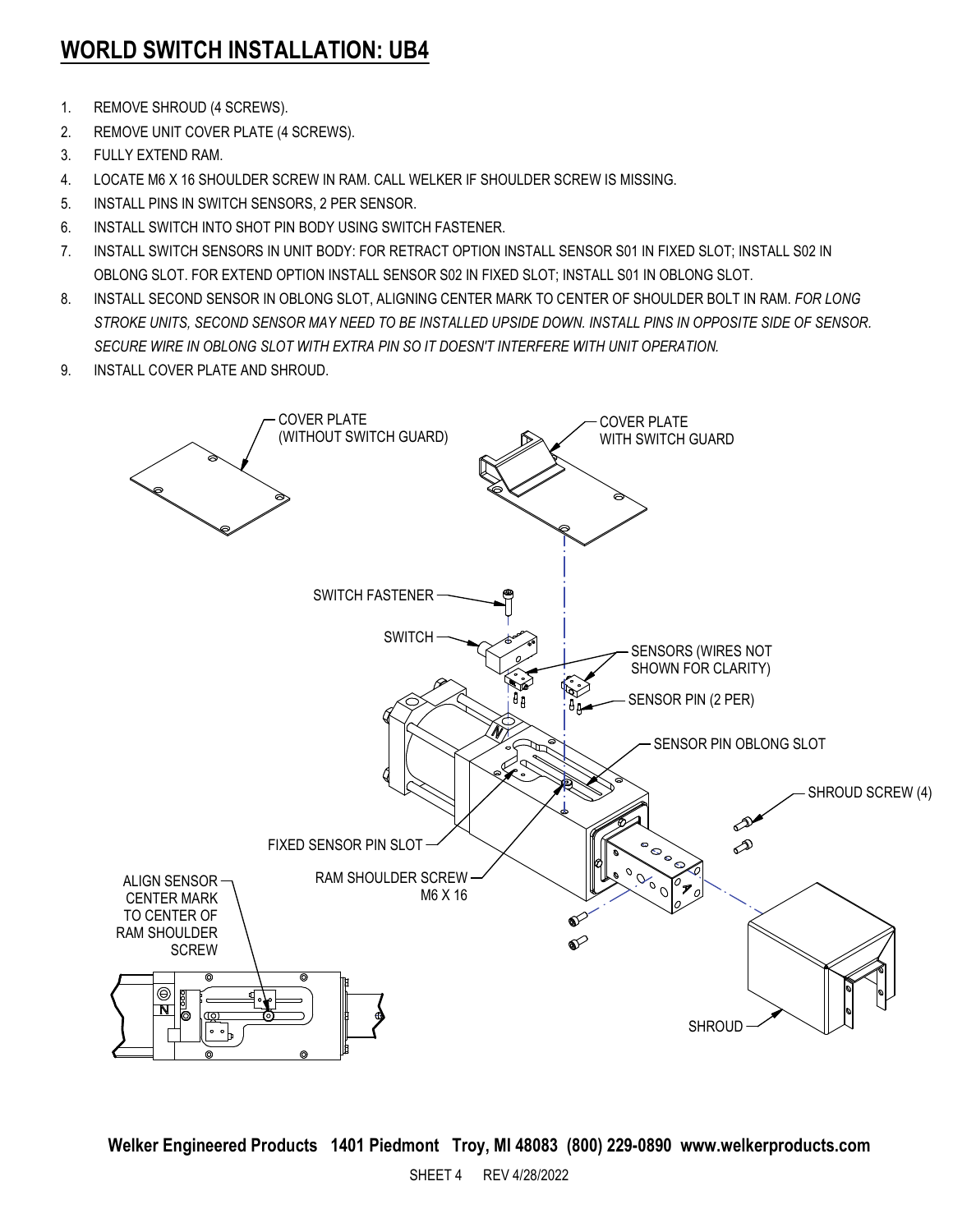# WORLD SWITCH INSTALLATION: UB4

1. REMOVE SHROUD (4 SCREWS).
2. REMOVE UNIT COVER PLATE (4 SCREWS).
3. FULLY EXTEND RAM.
4. LOCATE M6 X 16 SHOULDER SCREW IN RAM. CALL WELKER IF SHOULDER SCREW IS MISSING.
5. INSTALL PINS IN SWITCH SENSORS, 2 PER SENSOR.
6. INSTALL SWITCH INTO SHOT PIN BODY USING SWITCH FASTENER.
7. INSTALL SWITCH SENSORS IN UNIT BODY: FOR RETRACT OPTION INSTALL SENSOR S01 IN FIXED SLOT; INSTALL S02 IN OBLONG SLOT. FOR EXTEND OPTION INSTALL SENSOR S02 IN FIXED SLOT; INSTALL S01 IN OBLONG SLOT.
8. INSTALL SECOND SENSOR IN OBLONG SLOT, ALIGNING CENTER MARK TO CENTER OF SHOULDER BOLT IN RAM. *FOR LONG STROKE UNITS, SECOND SENSOR MAY NEED TO BE INSTALLED UPSIDE DOWN. INSTALL PINS IN OPPOSITE SIDE OF SENSOR. SECURE WIRE IN OBLONG SLOT WITH EXTRA PIN SO IT DOESN'T INTERFERE WITH UNIT OPERATION.*
9. INSTALL COVER PLATE AND SHROUD.

COVER PLATE (WITHOUT SWITCH GUARD)

COVER PLATE WITH SWITCH GUARD

SWITCH FASTENER

SWITCH

SENSORS (WIRES NOT SHOWN FOR CLARITY)

SENSOR PIN (2 PER)

SENSOR PIN OBLONG SLOT

SHROUD SCREW (4)

FIXED SENSOR PIN SLOT

RAM SHOULDER SCREW M6 X 16

ALIGN SENSOR CENTER MARK TO CENTER OF RAM SHOULDER SCREW

SHROUD

**Welker Engineered Products 1401 Piedmont Troy, MI 48083 (800) 229-0890 www.welkerproducts.com**

SHEET 4 REV 4/28/2022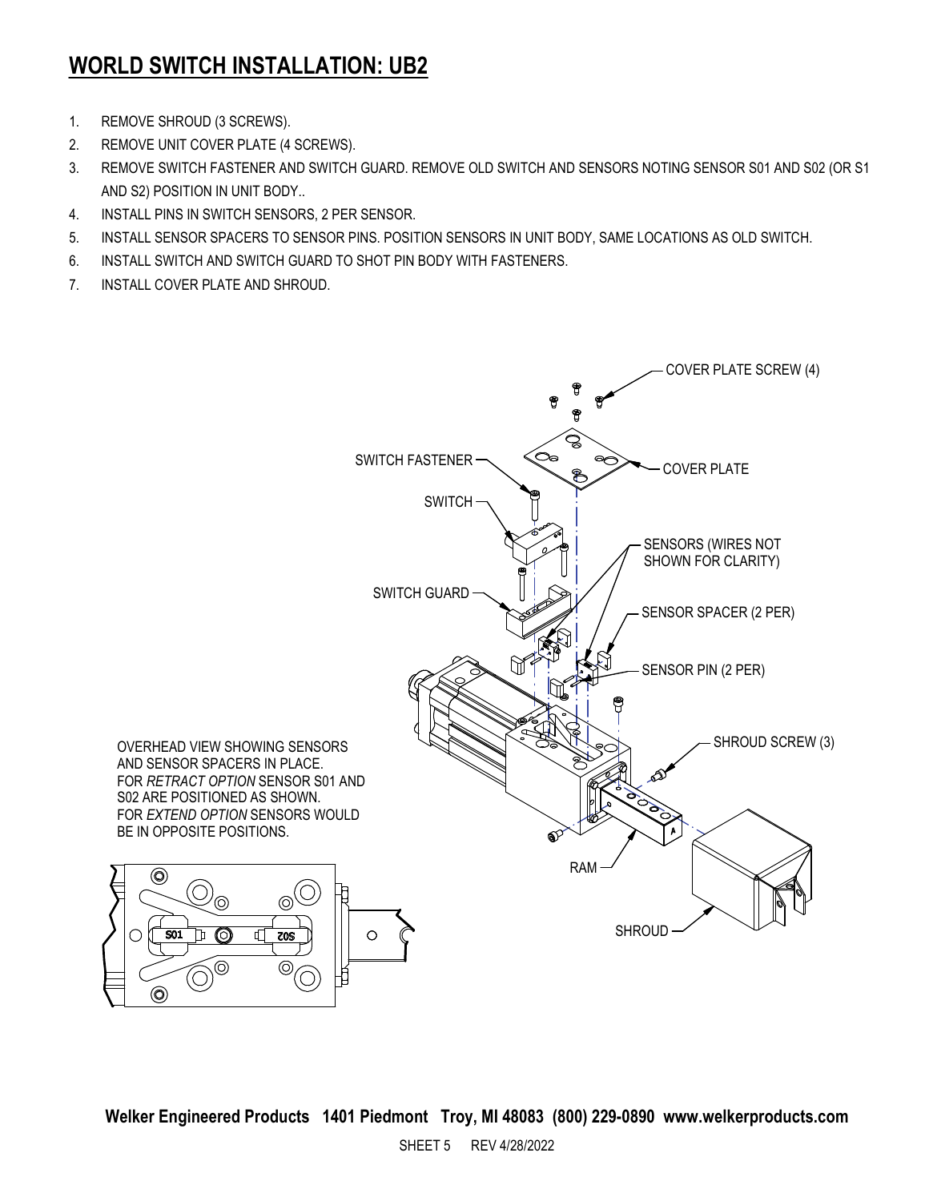# WORLD SWITCH INSTALLATION: UB2

1. REMOVE SHROUD (3 SCREWS).
2. REMOVE UNIT COVER PLATE (4 SCREWS).
3. REMOVE SWITCH FASTENER AND SWITCH GUARD. REMOVE OLD SWITCH AND SENSORS NOTING SENSOR S01 AND S02 (OR S1 AND S2) POSITION IN UNIT BODY..
4. INSTALL PINS IN SWITCH SENSORS, 2 PER SENSOR.
5. INSTALL SENSOR SPACERS TO SENSOR PINS. POSITION SENSORS IN UNIT BODY, SAME LOCATIONS AS OLD SWITCH.
6. INSTALL SWITCH AND SWITCH GUARD TO SHOT PIN BODY WITH FASTENERS.
7. INSTALL COVER PLATE AND SHROUD.

COVER PLATE SCREW (4)

SWITCH FASTENER

COVER PLATE

SWITCH

SENSORS (WIRES NOT SHOWN FOR CLARITY)

SWITCH GUARD

SENSOR SPACER (2 PER)

SENSOR PIN (2 PER)

SHROUD SCREW (3)

RAM

SHROUD

OVERHEAD VIEW SHOWING SENSORS AND SENSOR SPACERS IN PLACE. FOR *RETRACT OPTION* SENSOR S01 AND S02 ARE POSITIONED AS SHOWN. FOR *EXTEND OPTION* SENSORS WOULD BE IN OPPOSITE POSITIONS.

S01 S02

**Welker Engineered Products 1401 Piedmont Troy, MI 48083 (800) 229-0890 www.welkerproducts.com**

SHEET 5 REV 4/28/2022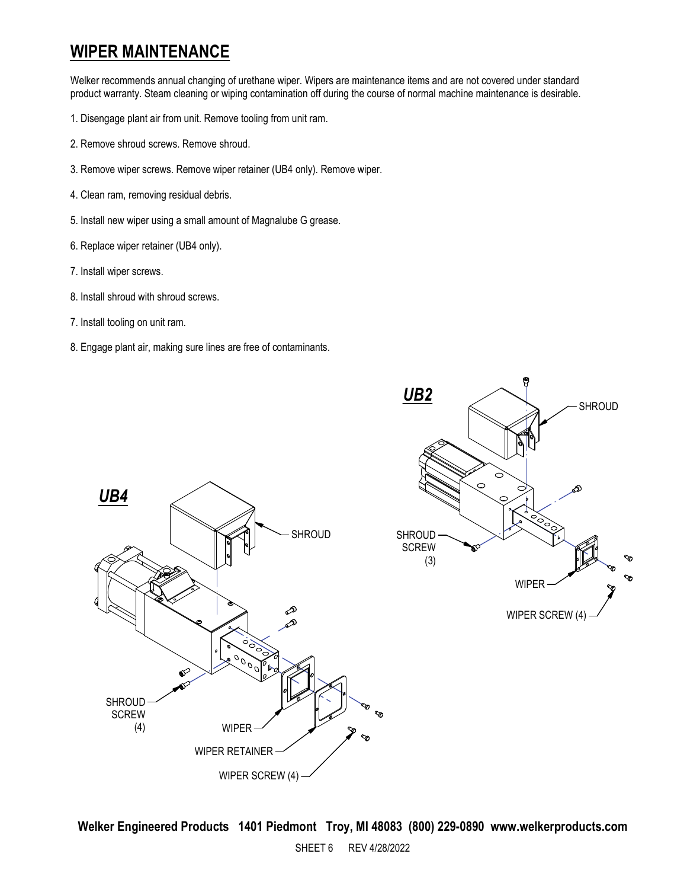## WIPER MAINTENANCE

Welker recommends annual changing of urethane wiper. Wipers are maintenance items and are not covered under standard product warranty. Steam cleaning or wiping contamination off during the course of normal machine maintenance is desirable.

1. Disengage plant air from unit. Remove tooling from unit ram.

2. Remove shroud screws. Remove shroud.

3. Remove wiper screws. Remove wiper retainer (UB4 only). Remove wiper.

4. Clean ram, removing residual debris.

5. Install new wiper using a small amount of Magnalube G grease.

6. Replace wiper retainer (UB4 only).

7. Install wiper screws.

8. Install shroud with shroud screws.

7. Install tooling on unit ram.

8. Engage plant air, making sure lines are free of contaminants.

***UB2***

SHROUD

SHROUD SCREW (3)

WIPER

WIPER SCREW (4)

***UB4***

SHROUD

SHROUD SCREW (4)

WIPER

WIPER RETAINER

WIPER SCREW (4)

**Welker Engineered Products 1401 Piedmont Troy, MI 48083 (800) 229-0890 www.welkerproducts.com**

SHEET 6 REV 4/28/2022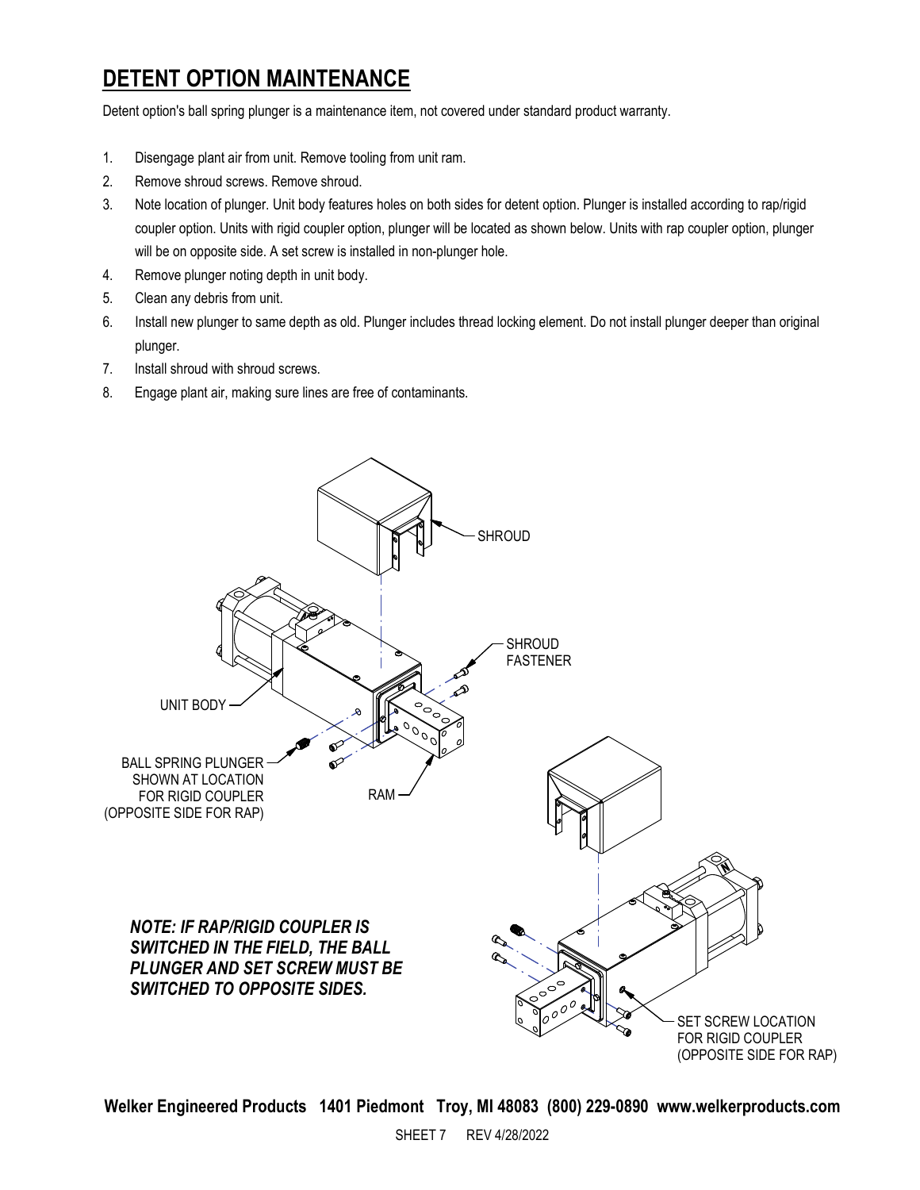# DETENT OPTION MAINTENANCE

Detent option's ball spring plunger is a maintenance item, not covered under standard product warranty.

1. Disengage plant air from unit. Remove tooling from unit ram.
2. Remove shroud screws. Remove shroud.
3. Note location of plunger. Unit body features holes on both sides for detent option. Plunger is installed according to rap/rigid coupler option. Units with rigid coupler option, plunger will be located as shown below. Units with rap coupler option, plunger will be on opposite side. A set screw is installed in non-plunger hole.
4. Remove plunger noting depth in unit body.
5. Clean any debris from unit.
6. Install new plunger to same depth as old. Plunger includes thread locking element. Do not install plunger deeper than original plunger.
7. Install shroud with shroud screws.
8. Engage plant air, making sure lines are free of contaminants.

SHROUD

SHROUD FASTENER

UNIT BODY

BALL SPRING PLUNGER SHOWN AT LOCATION FOR RIGID COUPLER (OPPOSITE SIDE FOR RAP)

RAM

***NOTE: IF RAP/RIGID COUPLER IS SWITCHED IN THE FIELD, THE BALL PLUNGER AND SET SCREW MUST BE SWITCHED TO OPPOSITE SIDES.***

SET SCREW LOCATION FOR RIGID COUPLER (OPPOSITE SIDE FOR RAP)

**Welker Engineered Products 1401 Piedmont Troy, MI 48083 (800) 229-0890 www.welkerproducts.com**

SHEET 7 REV 4/28/2022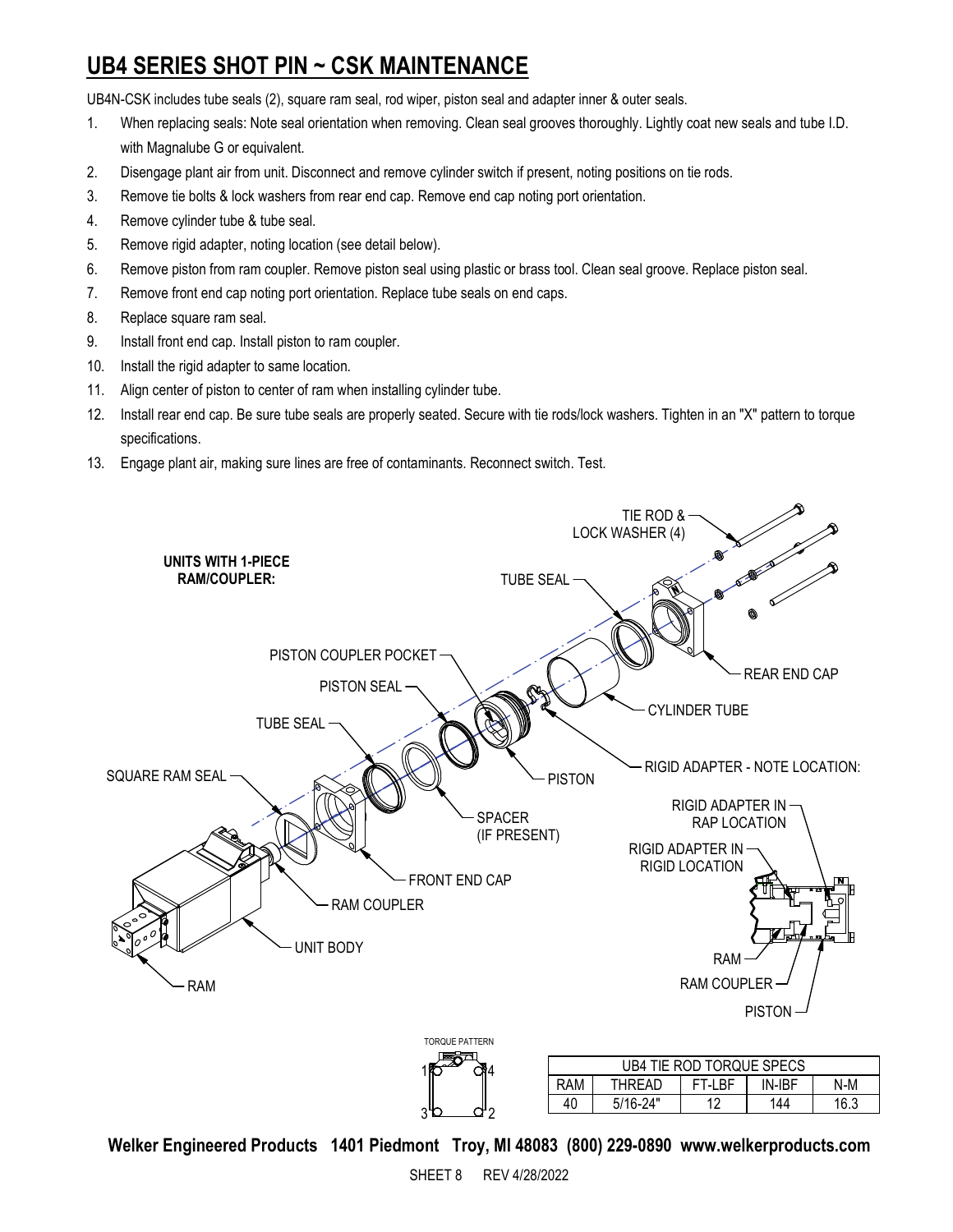# UB4 SERIES SHOT PIN ~ CSK MAINTENANCE

UB4N-CSK includes tube seals (2), square ram seal, rod wiper, piston seal and adapter inner & outer seals.

1. When replacing seals: Note seal orientation when removing. Clean seal grooves thoroughly. Lightly coat new seals and tube I.D. with Magnalube G or equivalent.
2. Disengage plant air from unit. Disconnect and remove cylinder switch if present, noting positions on tie rods.
3. Remove tie bolts & lock washers from rear end cap. Remove end cap noting port orientation.
4. Remove cylinder tube & tube seal.
5. Remove rigid adapter, noting location (see detail below).
6. Remove piston from ram coupler. Remove piston seal using plastic or brass tool. Clean seal groove. Replace piston seal.
7. Remove front end cap noting port orientation. Replace tube seals on end caps.
8. Replace square ram seal.
9. Install front end cap. Install piston to ram coupler.
10. Install the rigid adapter to same location.
11. Align center of piston to center of ram when installing cylinder tube.
12. Install rear end cap. Be sure tube seals are properly seated. Secure with tie rods/lock washers. Tighten in an "X" pattern to torque specifications.
13. Engage plant air, making sure lines are free of contaminants. Reconnect switch. Test.

**UNITS WITH 1-PIECE RAM/COUPLER:**

TIE ROD & LOCK WASHER (4)
TUBE SEAL
REAR END CAP
PISTON COUPLER POCKET
PISTON SEAL
CYLINDER TUBE
TUBE SEAL
RIGID ADAPTER - NOTE LOCATION:
SQUARE RAM SEAL
PISTON
SPACER (IF PRESENT)
RIGID ADAPTER IN RAP LOCATION
RIGID ADAPTER IN RIGID LOCATION
FRONT END CAP
RAM COUPLER
UNIT BODY
RAM
RAM
RAM COUPLER
PISTON

TORQUE PATTERN

| UB4 TIE ROD TORQUE SPECS | | | | |
|---|---|---|---|---|
| RAM | THREAD | FT-LBF | IN-IBF | N-M |
| 40 | 5/16-24" | 12 | 144 | 16.3 |

**Welker Engineered Products 1401 Piedmont Troy, MI 48083 (800) 229-0890 www.welkerproducts.com**

SHEET 8 REV 4/28/2022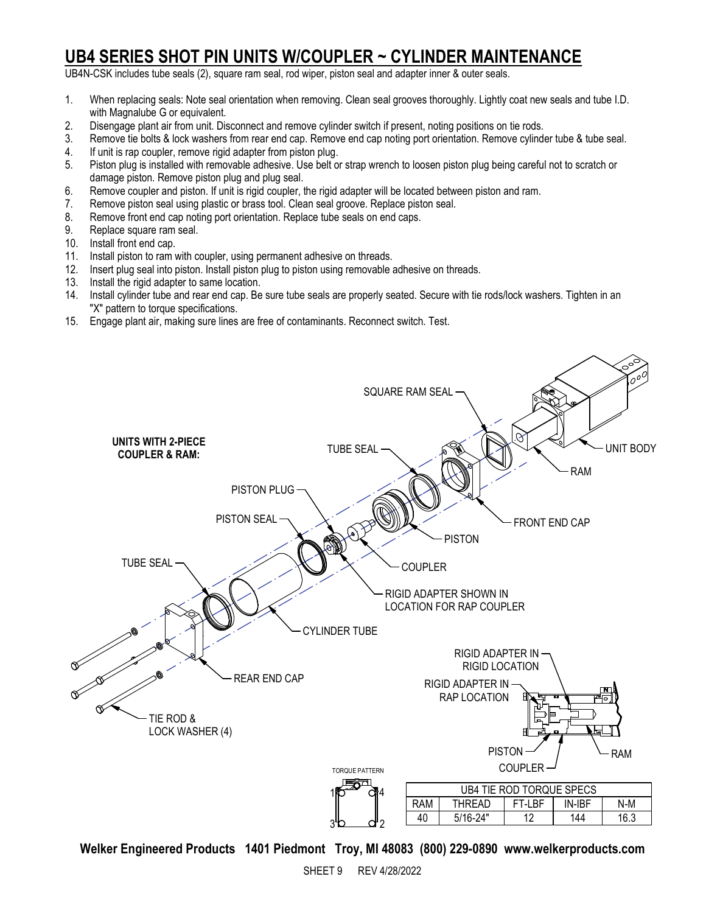# UB4 SERIES SHOT PIN UNITS W/COUPLER ~ CYLINDER MAINTENANCE

UB4N-CSK includes tube seals (2), square ram seal, rod wiper, piston seal and adapter inner & outer seals.

1. When replacing seals: Note seal orientation when removing. Clean seal grooves thoroughly. Lightly coat new seals and tube I.D. with Magnalube G or equivalent.
2. Disengage plant air from unit. Disconnect and remove cylinder switch if present, noting positions on tie rods.
3. Remove tie bolts & lock washers from rear end cap. Remove end cap noting port orientation. Remove cylinder tube & tube seal.
4. If unit is rap coupler, remove rigid adapter from piston plug.
5. Piston plug is installed with removable adhesive. Use belt or strap wrench to loosen piston plug being careful not to scratch or damage piston. Remove piston plug and plug seal.
6. Remove coupler and piston. If unit is rigid coupler, the rigid adapter will be located between piston and ram.
7. Remove piston seal using plastic or brass tool. Clean seal groove. Replace piston seal.
8. Remove front end cap noting port orientation. Replace tube seals on end caps.
9. Replace square ram seal.
10. Install front end cap.
11. Install piston to ram with coupler, using permanent adhesive on threads.
12. Insert plug seal into piston. Install piston plug to piston using removable adhesive on threads.
13. Install the rigid adapter to same location.
14. Install cylinder tube and rear end cap. Be sure tube seals are properly seated. Secure with tie rods/lock washers. Tighten in an "X" pattern to torque specifications.
15. Engage plant air, making sure lines are free of contaminants. Reconnect switch. Test.

**UNITS WITH 2-PIECE COUPLER & RAM:**

SQUARE RAM SEAL, TUBE SEAL, PISTON PLUG, PISTON SEAL, TUBE SEAL, CYLINDER TUBE, REAR END CAP, TIE ROD & LOCK WASHER (4), UNIT BODY, RAM, FRONT END CAP, PISTON, COUPLER, RIGID ADAPTER SHOWN IN LOCATION FOR RAP COUPLER

RIGID ADAPTER IN RIGID LOCATION, RIGID ADAPTER IN RAP LOCATION, PISTON, COUPLER, RAM

TORQUE PATTERN: 1, 2, 3, 4

| UB4 TIE ROD TORQUE SPECS | | | | |
|---|---|---|---|---|
| RAM | THREAD | FT-LBF | IN-IBF | N-M |
| 40 | 5/16-24" | 12 | 144 | 16.3 |

**Welker Engineered Products 1401 Piedmont Troy, MI 48083 (800) 229-0890 www.welkerproducts.com**

SHEET 9 REV 4/28/2022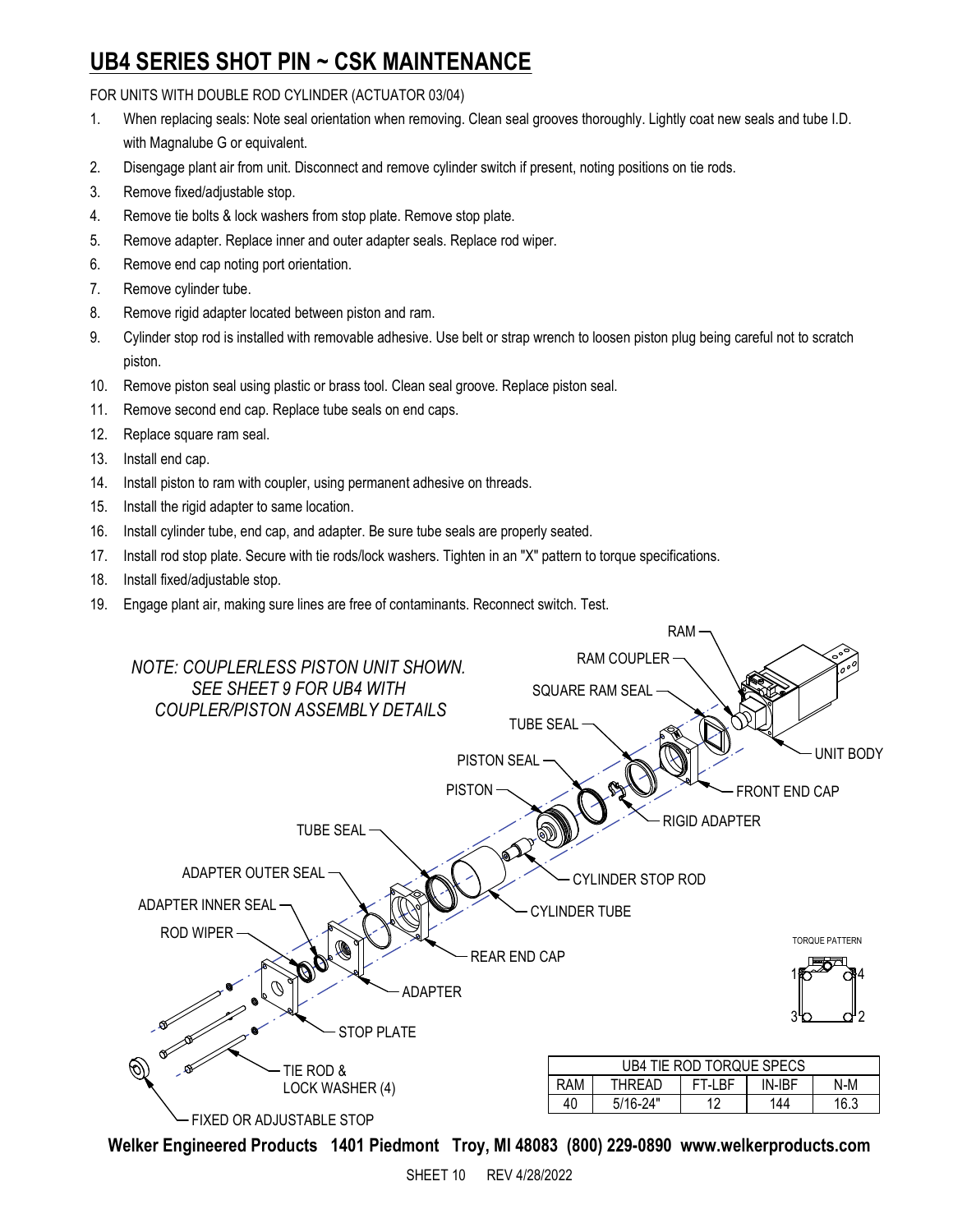# UB4 SERIES SHOT PIN ~ CSK MAINTENANCE

FOR UNITS WITH DOUBLE ROD CYLINDER (ACTUATOR 03/04)

1. When replacing seals: Note seal orientation when removing. Clean seal grooves thoroughly. Lightly coat new seals and tube I.D. with Magnalube G or equivalent.
2. Disengage plant air from unit. Disconnect and remove cylinder switch if present, noting positions on tie rods.
3. Remove fixed/adjustable stop.
4. Remove tie bolts & lock washers from stop plate. Remove stop plate.
5. Remove adapter. Replace inner and outer adapter seals. Replace rod wiper.
6. Remove end cap noting port orientation.
7. Remove cylinder tube.
8. Remove rigid adapter located between piston and ram.
9. Cylinder stop rod is installed with removable adhesive. Use belt or strap wrench to loosen piston plug being careful not to scratch piston.
10. Remove piston seal using plastic or brass tool. Clean seal groove. Replace piston seal.
11. Remove second end cap. Replace tube seals on end caps.
12. Replace square ram seal.
13. Install end cap.
14. Install piston to ram with coupler, using permanent adhesive on threads.
15. Install the rigid adapter to same location.
16. Install cylinder tube, end cap, and adapter. Be sure tube seals are properly seated.
17. Install rod stop plate. Secure with tie rods/lock washers. Tighten in an "X" pattern to torque specifications.
18. Install fixed/adjustable stop.
19. Engage plant air, making sure lines are free of contaminants. Reconnect switch. Test.

*NOTE: COUPLERLESS PISTON UNIT SHOWN. SEE SHEET 9 FOR UB4 WITH COUPLER/PISTON ASSEMBLY DETAILS*

RAM, RAM COUPLER, SQUARE RAM SEAL, TUBE SEAL, UNIT BODY, PISTON SEAL, PISTON, FRONT END CAP, RIGID ADAPTER, TUBE SEAL, CYLINDER STOP ROD, ADAPTER OUTER SEAL, CYLINDER TUBE, ADAPTER INNER SEAL, ROD WIPER, REAR END CAP, ADAPTER, STOP PLATE, TIE ROD & LOCK WASHER (4), FIXED OR ADJUSTABLE STOP

TORQUE PATTERN: 1, 4, 3, 2

| UB4 TIE ROD TORQUE SPECS | | | | |
|---|---|---|---|---|
| RAM | THREAD | FT-LBF | IN-IBF | N-M |
| 40 | 5/16-24" | 12 | 144 | 16.3 |

**Welker Engineered Products 1401 Piedmont Troy, MI 48083 (800) 229-0890 www.welkerproducts.com**

SHEET 10 REV 4/28/2022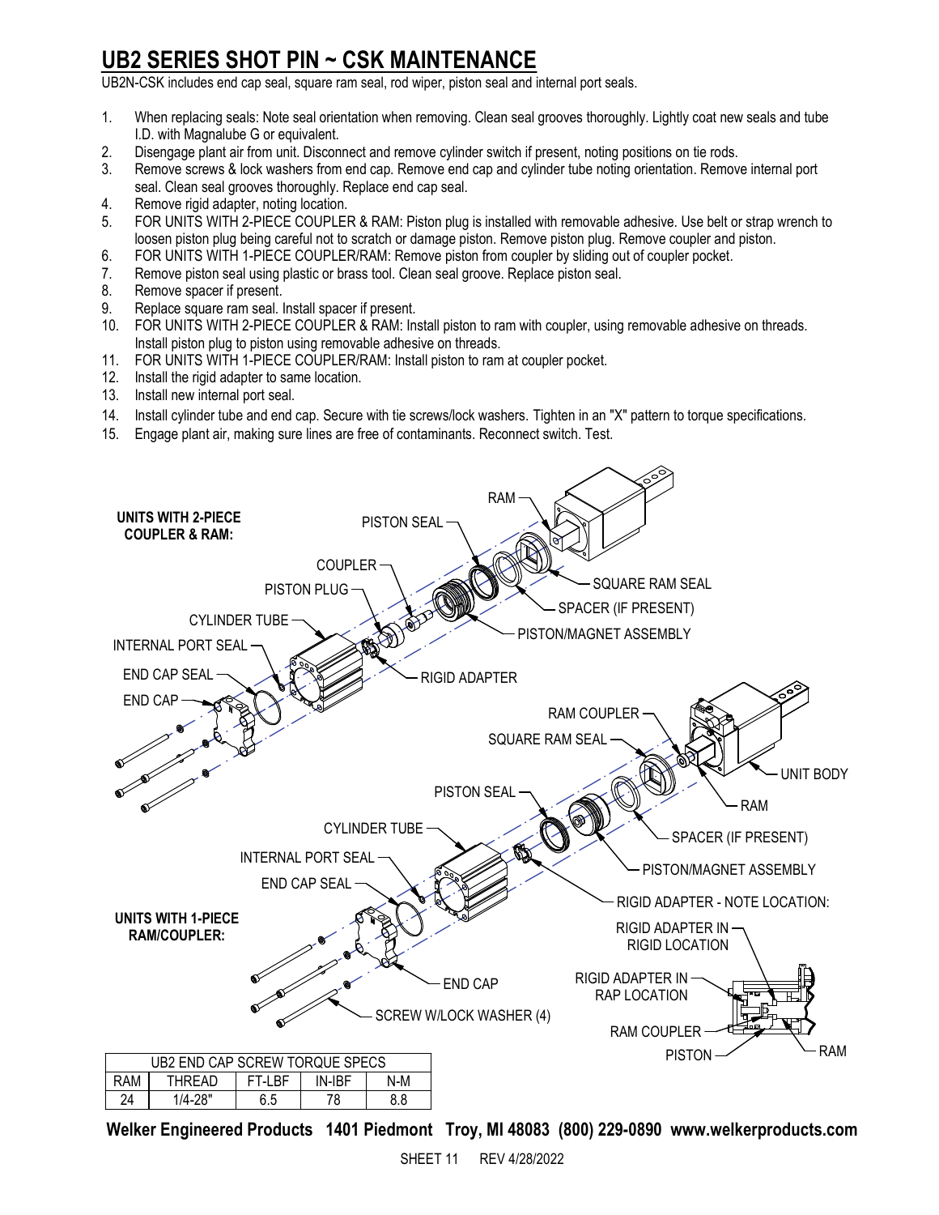# UB2 SERIES SHOT PIN ~ CSK MAINTENANCE

UB2N-CSK includes end cap seal, square ram seal, rod wiper, piston seal and internal port seals.

1. When replacing seals: Note seal orientation when removing. Clean seal grooves thoroughly. Lightly coat new seals and tube I.D. with Magnalube G or equivalent.
2. Disengage plant air from unit. Disconnect and remove cylinder switch if present, noting positions on tie rods.
3. Remove screws & lock washers from end cap. Remove end cap and cylinder tube noting orientation. Remove internal port seal. Clean seal grooves thoroughly. Replace end cap seal.
4. Remove rigid adapter, noting location.
5. FOR UNITS WITH 2-PIECE COUPLER & RAM: Piston plug is installed with removable adhesive. Use belt or strap wrench to loosen piston plug being careful not to scratch or damage piston. Remove piston plug. Remove coupler and piston.
6. FOR UNITS WITH 1-PIECE COUPLER/RAM: Remove piston from coupler by sliding out of coupler pocket.
7. Remove piston seal using plastic or brass tool. Clean seal groove. Replace piston seal.
8. Remove spacer if present.
9. Replace square ram seal. Install spacer if present.
10. FOR UNITS WITH 2-PIECE COUPLER & RAM: Install piston to ram with coupler, using removable adhesive on threads. Install piston plug to piston using removable adhesive on threads.
11. FOR UNITS WITH 1-PIECE COUPLER/RAM: Install piston to ram at coupler pocket.
12. Install the rigid adapter to same location.
13. Install new internal port seal.
14. Install cylinder tube and end cap. Secure with tie screws/lock washers. Tighten in an "X" pattern to torque specifications.
15. Engage plant air, making sure lines are free of contaminants. Reconnect switch. Test.

**UNITS WITH 2-PIECE COUPLER & RAM:**

RAM, PISTON SEAL, SQUARE RAM SEAL, SPACER (IF PRESENT), COUPLER, PISTON PLUG, PISTON/MAGNET ASSEMBLY, CYLINDER TUBE, INTERNAL PORT SEAL, RIGID ADAPTER, END CAP SEAL, END CAP

**UNITS WITH 1-PIECE RAM/COUPLER:**

RAM COUPLER, UNIT BODY, SQUARE RAM SEAL, RAM, PISTON SEAL, SPACER (IF PRESENT), CYLINDER TUBE, PISTON/MAGNET ASSEMBLY, INTERNAL PORT SEAL, END CAP SEAL, RIGID ADAPTER - NOTE LOCATION:, RIGID ADAPTER IN RIGID LOCATION, RIGID ADAPTER IN RAP LOCATION, END CAP, SCREW W/LOCK WASHER (4), RAM COUPLER, PISTON, RAM

| UB2 END CAP SCREW TORQUE SPECS | | | | |
|---|---|---|---|---|
| RAM | THREAD | FT-LBF | IN-IBF | N-M |
| 24 | 1/4-28" | 6.5 | 78 | 8.8 |

**Welker Engineered Products 1401 Piedmont Troy, MI 48083 (800) 229-0890 www.welkerproducts.com**

SHEET 11 REV 4/28/2022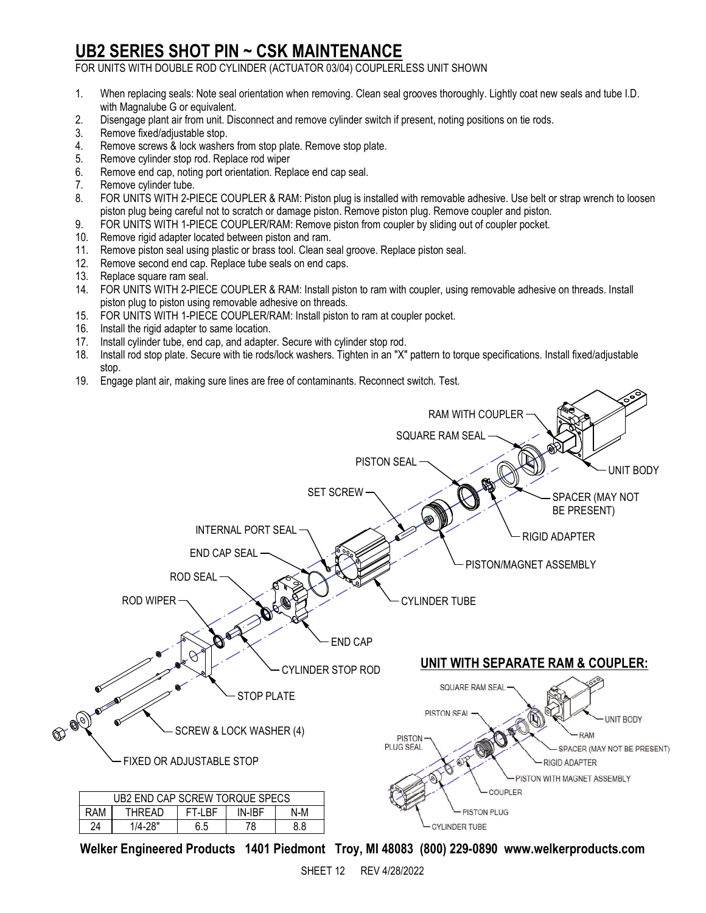# UB2 SERIES SHOT PIN ~ CSK MAINTENANCE

FOR UNITS WITH DOUBLE ROD CYLINDER (ACTUATOR 03/04) COUPLERLESS UNIT SHOWN

1. When replacing seals: Note seal orientation when removing. Clean seal grooves thoroughly. Lightly coat new seals and tube I.D. with Magnalube G or equivalent.
2. Disengage plant air from unit. Disconnect and remove cylinder switch if present, noting positions on tie rods.
3. Remove fixed/adjustable stop.
4. Remove screws & lock washers from stop plate. Remove stop plate.
5. Remove cylinder stop rod. Replace rod wiper
6. Remove end cap, noting port orientation. Replace end cap seal.
7. Remove cylinder tube.
8. FOR UNITS WITH 2-PIECE COUPLER & RAM: Piston plug is installed with removable adhesive. Use belt or strap wrench to loosen piston plug being careful not to scratch or damage piston. Remove piston plug. Remove coupler and piston.
9. FOR UNITS WITH 1-PIECE COUPLER/RAM: Remove piston from coupler by sliding out of coupler pocket.
10. Remove rigid adapter located between piston and ram.
11. Remove piston seal using plastic or brass tool. Clean seal groove. Replace piston seal.
12. Remove second end cap. Replace tube seals on end caps.
13. Replace square ram seal.
14. FOR UNITS WITH 2-PIECE COUPLER & RAM: Install piston to ram with coupler, using removable adhesive on threads. Install piston plug to piston using removable adhesive on threads.
15. FOR UNITS WITH 1-PIECE COUPLER/RAM: Install piston to ram at coupler pocket.
16. Install the rigid adapter to same location.
17. Install cylinder tube, end cap, and adapter. Secure with cylinder stop rod.
18. Install rod stop plate. Secure with tie rods/lock washers. Tighten in an "X" pattern to torque specifications. Install fixed/adjustable stop.
19. Engage plant air, making sure lines are free of contaminants. Reconnect switch. Test.

RAM WITH COUPLER
SQUARE RAM SEAL
PISTON SEAL
SET SCREW
INTERNAL PORT SEAL
END CAP SEAL
ROD SEAL
ROD WIPER
UNIT BODY
SPACER (MAY NOT BE PRESENT)
RIGID ADAPTER
PISTON/MAGNET ASSEMBLY
CYLINDER TUBE
END CAP
CYLINDER STOP ROD
STOP PLATE
SCREW & LOCK WASHER (4)
FIXED OR ADJUSTABLE STOP

## UNIT WITH SEPARATE RAM & COUPLER:

SQUARE RAM SEAL
PISTON SEAL
PISTON PLUG SEAL
UNIT BODY
RAM
SPACER (MAY NOT BE PRESENT)
RIGID ADAPTER
PISTON WITH MAGNET ASSEMBLY
COUPLER
PISTON PLUG
CYLINDER TUBE

| UB2 END CAP SCREW TORQUE SPECS | | | | |
|---|---|---|---|---|
| RAM | THREAD | FT-LBF | IN-IBF | N-M |
| 24 | 1/4-28" | 6.5 | 78 | 8.8 |

**Welker Engineered Products 1401 Piedmont Troy, MI 48083 (800) 229-0890 www.welkerproducts.com**

SHEET 12 REV 4/28/2022